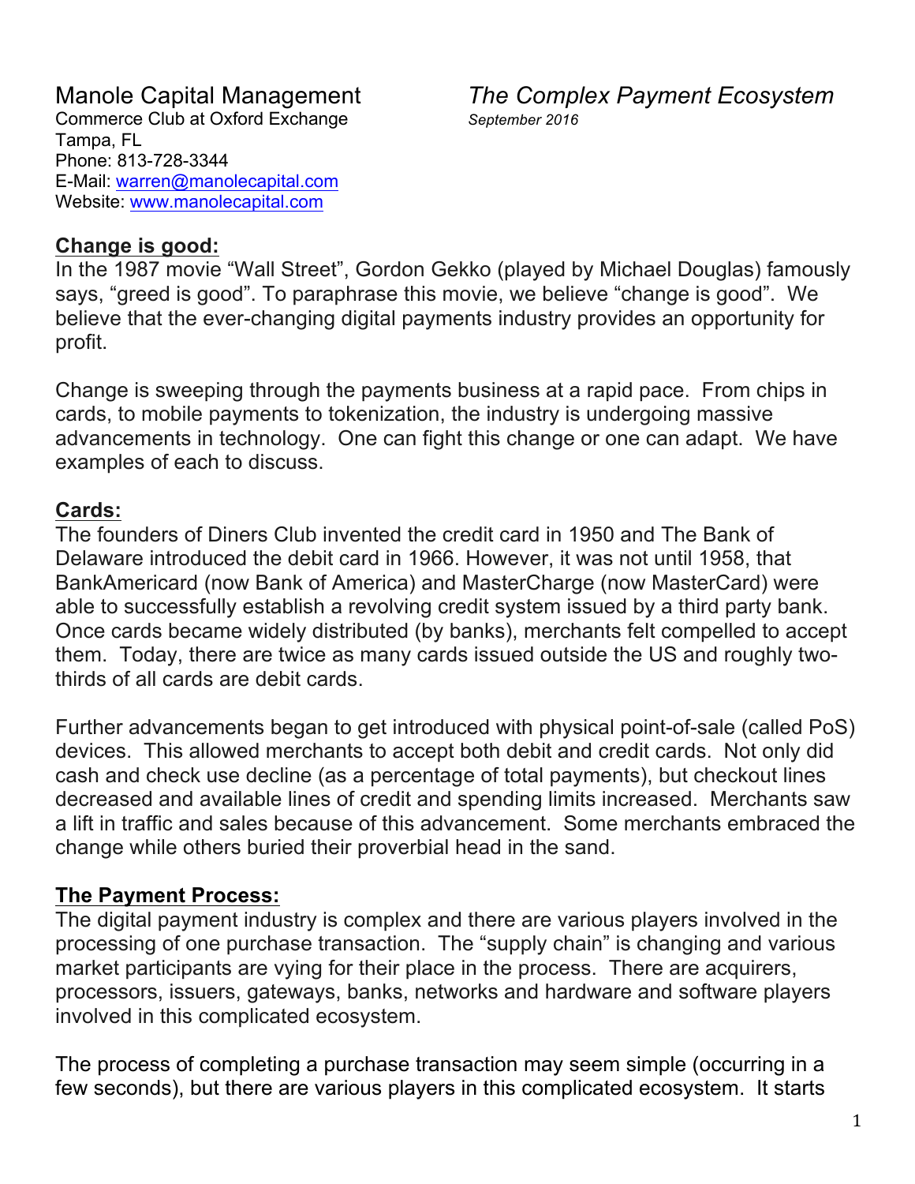Manole Capital Management
Commerce Club at Oxford Exchange
Tampa, FL
Phone: 813-728-3344
E-Mail: warren@manolecapital.com
Website: www.manolecapital.com

# *The Complex Payment Ecosystem*

*September 2016*

## Change is good:

In the 1987 movie "Wall Street", Gordon Gekko (played by Michael Douglas) famously says, "greed is good". To paraphrase this movie, we believe "change is good". We believe that the ever-changing digital payments industry provides an opportunity for profit.

Change is sweeping through the payments business at a rapid pace. From chips in cards, to mobile payments to tokenization, the industry is undergoing massive advancements in technology. One can fight this change or one can adapt. We have examples of each to discuss.

## Cards:

The founders of Diners Club invented the credit card in 1950 and The Bank of Delaware introduced the debit card in 1966. However, it was not until 1958, that BankAmericard (now Bank of America) and MasterCharge (now MasterCard) were able to successfully establish a revolving credit system issued by a third party bank. Once cards became widely distributed (by banks), merchants felt compelled to accept them. Today, there are twice as many cards issued outside the US and roughly two-thirds of all cards are debit cards.

Further advancements began to get introduced with physical point-of-sale (called PoS) devices. This allowed merchants to accept both debit and credit cards. Not only did cash and check use decline (as a percentage of total payments), but checkout lines decreased and available lines of credit and spending limits increased. Merchants saw a lift in traffic and sales because of this advancement. Some merchants embraced the change while others buried their proverbial head in the sand.

## The Payment Process:

The digital payment industry is complex and there are various players involved in the processing of one purchase transaction. The "supply chain" is changing and various market participants are vying for their place in the process. There are acquirers, processors, issuers, gateways, banks, networks and hardware and software players involved in this complicated ecosystem.

The process of completing a purchase transaction may seem simple (occurring in a few seconds), but there are various players in this complicated ecosystem. It starts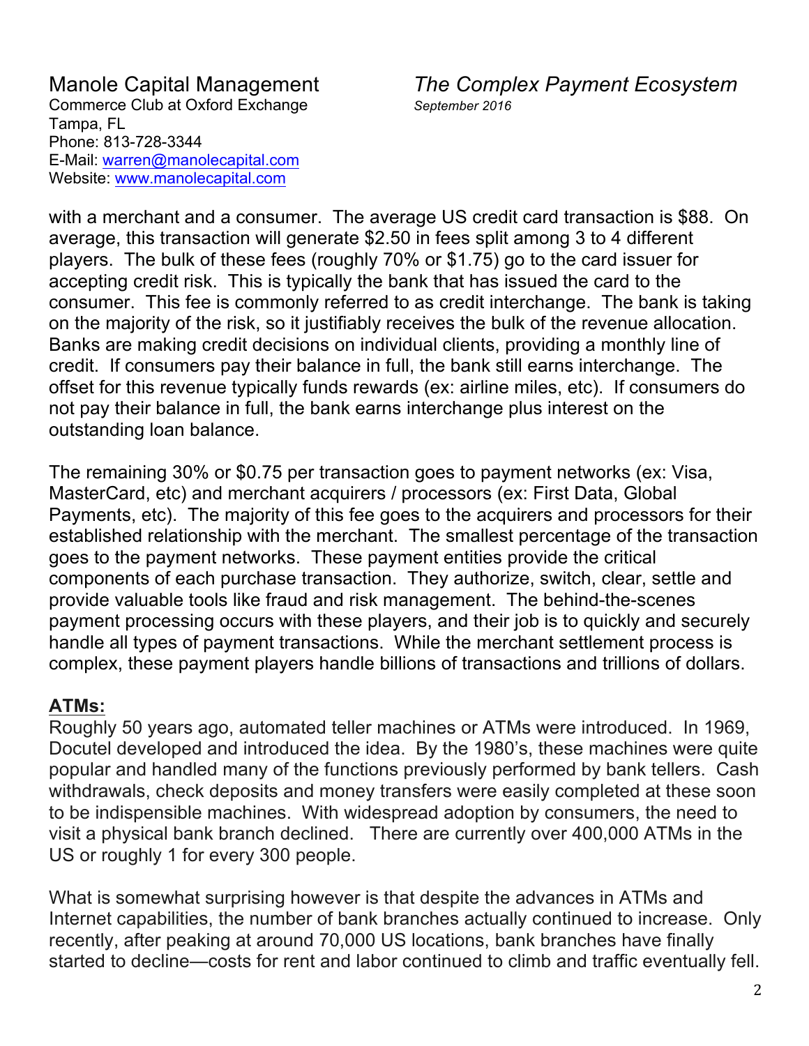with a merchant and a consumer. The average US credit card transaction is $88. On average, this transaction will generate $2.50 in fees split among 3 to 4 different players. The bulk of these fees (roughly 70% or $1.75) go to the card issuer for accepting credit risk. This is typically the bank that has issued the card to the consumer. This fee is commonly referred to as credit interchange. The bank is taking on the majority of the risk, so it justifiably receives the bulk of the revenue allocation. Banks are making credit decisions on individual clients, providing a monthly line of credit. If consumers pay their balance in full, the bank still earns interchange. The offset for this revenue typically funds rewards (ex: airline miles, etc). If consumers do not pay their balance in full, the bank earns interchange plus interest on the outstanding loan balance.

The remaining 30% or $0.75 per transaction goes to payment networks (ex: Visa, MasterCard, etc) and merchant acquirers / processors (ex: First Data, Global Payments, etc). The majority of this fee goes to the acquirers and processors for their established relationship with the merchant. The smallest percentage of the transaction goes to the payment networks. These payment entities provide the critical components of each purchase transaction. They authorize, switch, clear, settle and provide valuable tools like fraud and risk management. The behind-the-scenes payment processing occurs with these players, and their job is to quickly and securely handle all types of payment transactions. While the merchant settlement process is complex, these payment players handle billions of transactions and trillions of dollars.

## ATMs:

Roughly 50 years ago, automated teller machines or ATMs were introduced. In 1969, Docutel developed and introduced the idea. By the 1980's, these machines were quite popular and handled many of the functions previously performed by bank tellers. Cash withdrawals, check deposits and money transfers were easily completed at these soon to be indispensible machines. With widespread adoption by consumers, the need to visit a physical bank branch declined. There are currently over 400,000 ATMs in the US or roughly 1 for every 300 people.

What is somewhat surprising however is that despite the advances in ATMs and Internet capabilities, the number of bank branches actually continued to increase. Only recently, after peaking at around 70,000 US locations, bank branches have finally started to decline—costs for rent and labor continued to climb and traffic eventually fell.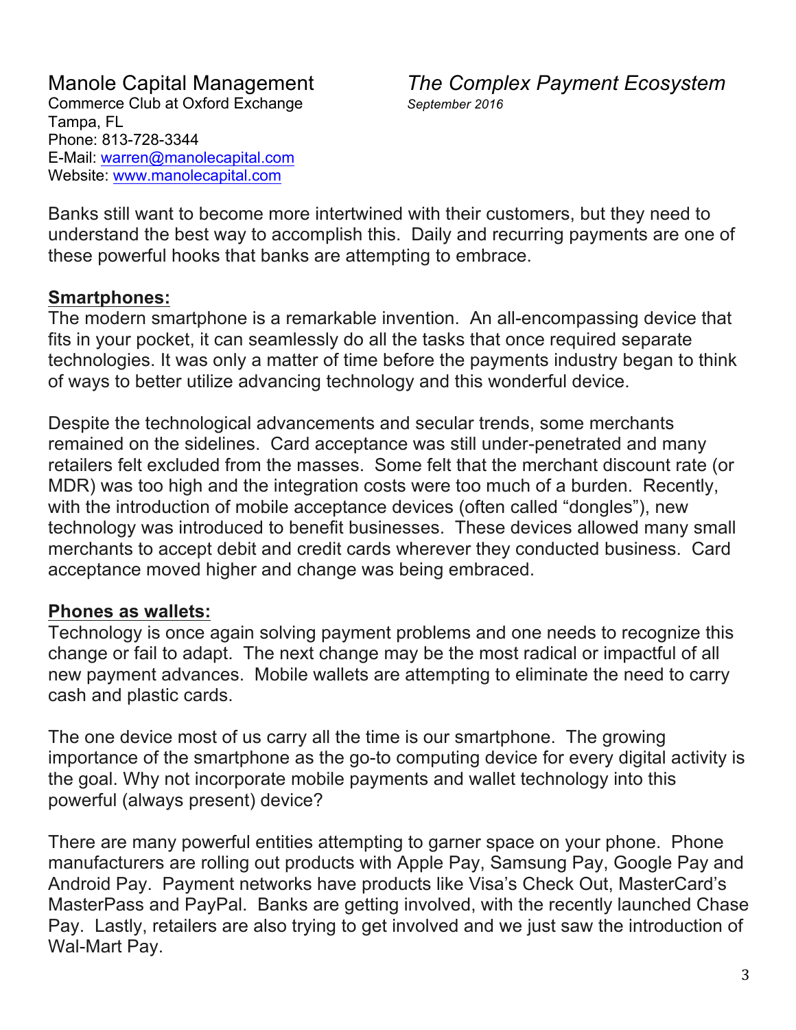Banks still want to become more intertwined with their customers, but they need to understand the best way to accomplish this. Daily and recurring payments are one of these powerful hooks that banks are attempting to embrace.

**Smartphones:**

The modern smartphone is a remarkable invention. An all-encompassing device that fits in your pocket, it can seamlessly do all the tasks that once required separate technologies. It was only a matter of time before the payments industry began to think of ways to better utilize advancing technology and this wonderful device.

Despite the technological advancements and secular trends, some merchants remained on the sidelines. Card acceptance was still under-penetrated and many retailers felt excluded from the masses. Some felt that the merchant discount rate (or MDR) was too high and the integration costs were too much of a burden. Recently, with the introduction of mobile acceptance devices (often called "dongles"), new technology was introduced to benefit businesses. These devices allowed many small merchants to accept debit and credit cards wherever they conducted business. Card acceptance moved higher and change was being embraced.

**Phones as wallets:**

Technology is once again solving payment problems and one needs to recognize this change or fail to adapt. The next change may be the most radical or impactful of all new payment advances. Mobile wallets are attempting to eliminate the need to carry cash and plastic cards.

The one device most of us carry all the time is our smartphone. The growing importance of the smartphone as the go-to computing device for every digital activity is the goal. Why not incorporate mobile payments and wallet technology into this powerful (always present) device?

There are many powerful entities attempting to garner space on your phone. Phone manufacturers are rolling out products with Apple Pay, Samsung Pay, Google Pay and Android Pay. Payment networks have products like Visa's Check Out, MasterCard's MasterPass and PayPal. Banks are getting involved, with the recently launched Chase Pay. Lastly, retailers are also trying to get involved and we just saw the introduction of Wal-Mart Pay.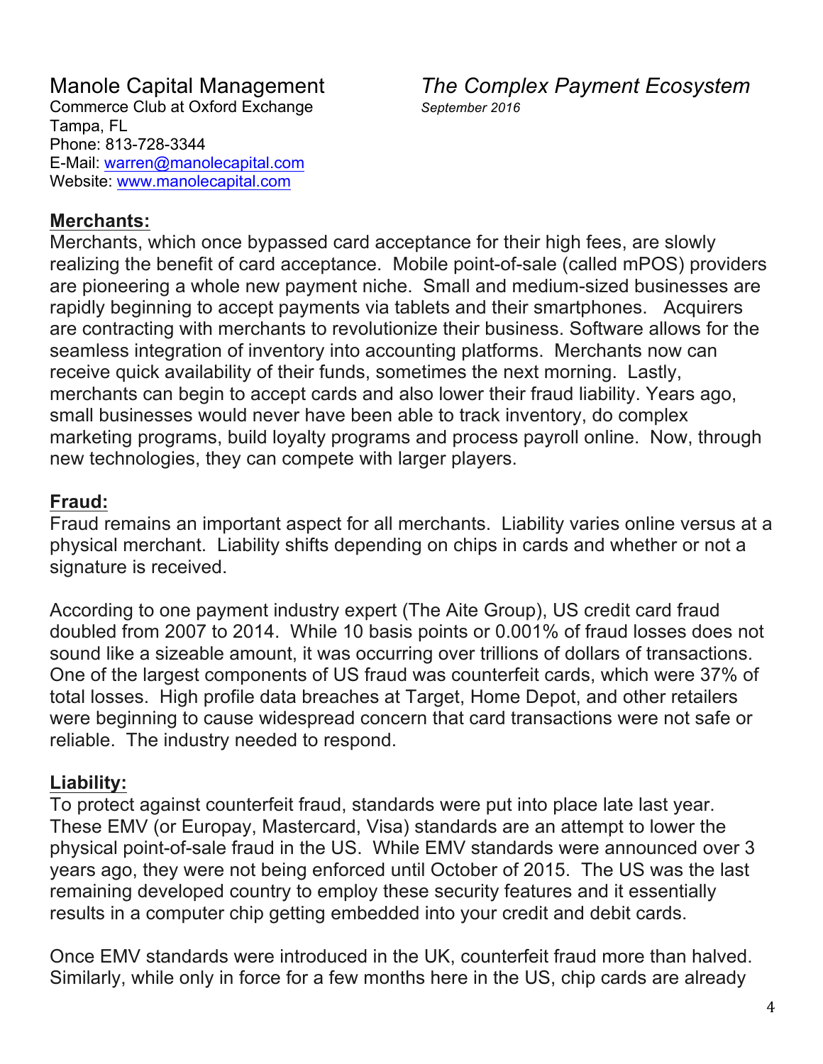## Merchants:

Merchants, which once bypassed card acceptance for their high fees, are slowly realizing the benefit of card acceptance. Mobile point-of-sale (called mPOS) providers are pioneering a whole new payment niche. Small and medium-sized businesses are rapidly beginning to accept payments via tablets and their smartphones. Acquirers are contracting with merchants to revolutionize their business. Software allows for the seamless integration of inventory into accounting platforms. Merchants now can receive quick availability of their funds, sometimes the next morning. Lastly, merchants can begin to accept cards and also lower their fraud liability. Years ago, small businesses would never have been able to track inventory, do complex marketing programs, build loyalty programs and process payroll online. Now, through new technologies, they can compete with larger players.

## Fraud:

Fraud remains an important aspect for all merchants. Liability varies online versus at a physical merchant. Liability shifts depending on chips in cards and whether or not a signature is received.

According to one payment industry expert (The Aite Group), US credit card fraud doubled from 2007 to 2014. While 10 basis points or 0.001% of fraud losses does not sound like a sizeable amount, it was occurring over trillions of dollars of transactions. One of the largest components of US fraud was counterfeit cards, which were 37% of total losses. High profile data breaches at Target, Home Depot, and other retailers were beginning to cause widespread concern that card transactions were not safe or reliable. The industry needed to respond.

## Liability:

To protect against counterfeit fraud, standards were put into place late last year. These EMV (or Europay, Mastercard, Visa) standards are an attempt to lower the physical point-of-sale fraud in the US. While EMV standards were announced over 3 years ago, they were not being enforced until October of 2015. The US was the last remaining developed country to employ these security features and it essentially results in a computer chip getting embedded into your credit and debit cards.

Once EMV standards were introduced in the UK, counterfeit fraud more than halved. Similarly, while only in force for a few months here in the US, chip cards are already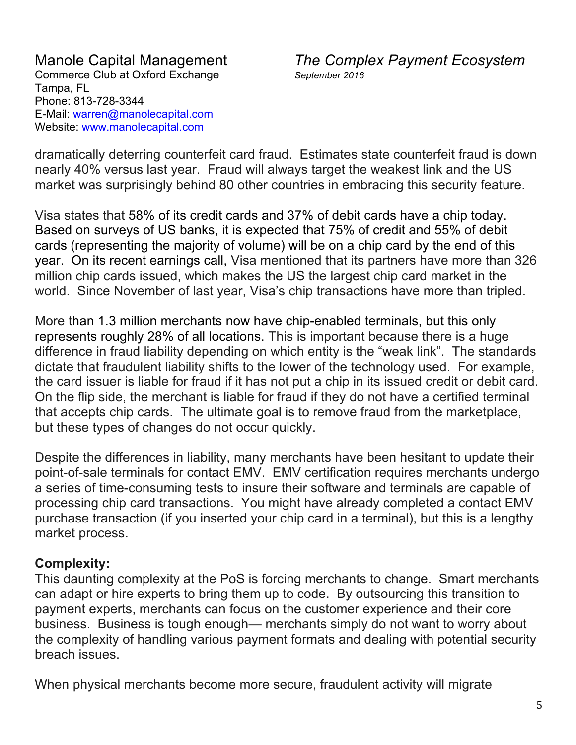dramatically deterring counterfeit card fraud. Estimates state counterfeit fraud is down nearly 40% versus last year. Fraud will always target the weakest link and the US market was surprisingly behind 80 other countries in embracing this security feature.

Visa states that 58% of its credit cards and 37% of debit cards have a chip today. Based on surveys of US banks, it is expected that 75% of credit and 55% of debit cards (representing the majority of volume) will be on a chip card by the end of this year. On its recent earnings call, Visa mentioned that its partners have more than 326 million chip cards issued, which makes the US the largest chip card market in the world. Since November of last year, Visa's chip transactions have more than tripled.

More than 1.3 million merchants now have chip-enabled terminals, but this only represents roughly 28% of all locations. This is important because there is a huge difference in fraud liability depending on which entity is the "weak link". The standards dictate that fraudulent liability shifts to the lower of the technology used. For example, the card issuer is liable for fraud if it has not put a chip in its issued credit or debit card. On the flip side, the merchant is liable for fraud if they do not have a certified terminal that accepts chip cards. The ultimate goal is to remove fraud from the marketplace, but these types of changes do not occur quickly.

Despite the differences in liability, many merchants have been hesitant to update their point-of-sale terminals for contact EMV. EMV certification requires merchants undergo a series of time-consuming tests to insure their software and terminals are capable of processing chip card transactions. You might have already completed a contact EMV purchase transaction (if you inserted your chip card in a terminal), but this is a lengthy market process.

## Complexity:

This daunting complexity at the PoS is forcing merchants to change. Smart merchants can adapt or hire experts to bring them up to code. By outsourcing this transition to payment experts, merchants can focus on the customer experience and their core business. Business is tough enough— merchants simply do not want to worry about the complexity of handling various payment formats and dealing with potential security breach issues.

When physical merchants become more secure, fraudulent activity will migrate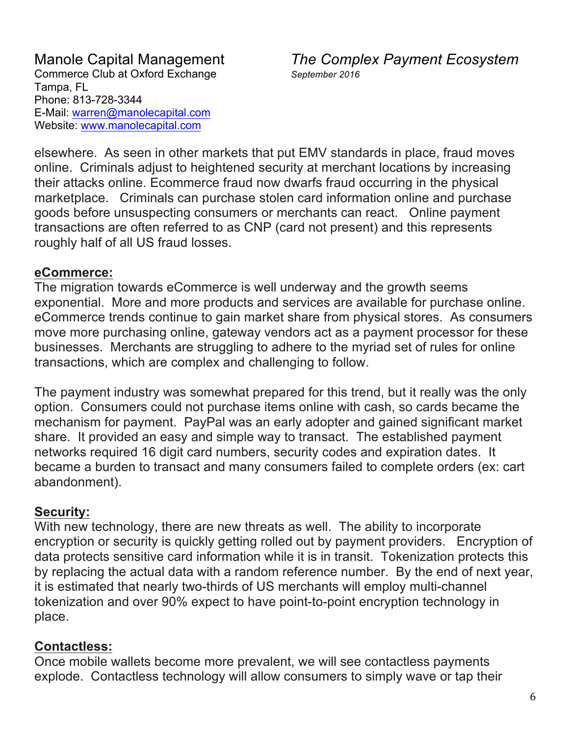elsewhere. As seen in other markets that put EMV standards in place, fraud moves online. Criminals adjust to heightened security at merchant locations by increasing their attacks online. Ecommerce fraud now dwarfs fraud occurring in the physical marketplace. Criminals can purchase stolen card information online and purchase goods before unsuspecting consumers or merchants can react. Online payment transactions are often referred to as CNP (card not present) and this represents roughly half of all US fraud losses.

**eCommerce:**

The migration towards eCommerce is well underway and the growth seems exponential. More and more products and services are available for purchase online. eCommerce trends continue to gain market share from physical stores. As consumers move more purchasing online, gateway vendors act as a payment processor for these businesses. Merchants are struggling to adhere to the myriad set of rules for online transactions, which are complex and challenging to follow.

The payment industry was somewhat prepared for this trend, but it really was the only option. Consumers could not purchase items online with cash, so cards became the mechanism for payment. PayPal was an early adopter and gained significant market share. It provided an easy and simple way to transact. The established payment networks required 16 digit card numbers, security codes and expiration dates. It became a burden to transact and many consumers failed to complete orders (ex: cart abandonment).

**Security:**

With new technology, there are new threats as well. The ability to incorporate encryption or security is quickly getting rolled out by payment providers. Encryption of data protects sensitive card information while it is in transit. Tokenization protects this by replacing the actual data with a random reference number. By the end of next year, it is estimated that nearly two-thirds of US merchants will employ multi-channel tokenization and over 90% expect to have point-to-point encryption technology in place.

**Contactless:**

Once mobile wallets become more prevalent, we will see contactless payments explode. Contactless technology will allow consumers to simply wave or tap their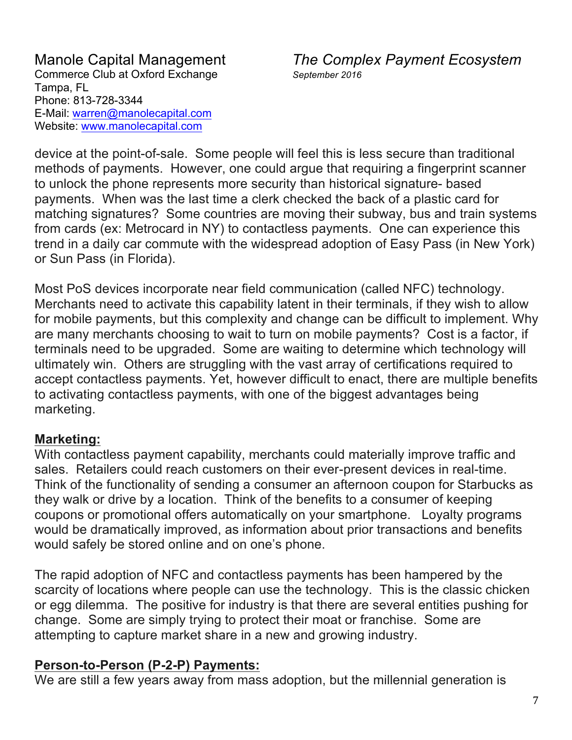device at the point-of-sale. Some people will feel this is less secure than traditional methods of payments. However, one could argue that requiring a fingerprint scanner to unlock the phone represents more security than historical signature- based payments. When was the last time a clerk checked the back of a plastic card for matching signatures? Some countries are moving their subway, bus and train systems from cards (ex: Metrocard in NY) to contactless payments. One can experience this trend in a daily car commute with the widespread adoption of Easy Pass (in New York) or Sun Pass (in Florida).

Most PoS devices incorporate near field communication (called NFC) technology. Merchants need to activate this capability latent in their terminals, if they wish to allow for mobile payments, but this complexity and change can be difficult to implement. Why are many merchants choosing to wait to turn on mobile payments? Cost is a factor, if terminals need to be upgraded. Some are waiting to determine which technology will ultimately win. Others are struggling with the vast array of certifications required to accept contactless payments. Yet, however difficult to enact, there are multiple benefits to activating contactless payments, with one of the biggest advantages being marketing.

**Marketing:**

With contactless payment capability, merchants could materially improve traffic and sales. Retailers could reach customers on their ever-present devices in real-time. Think of the functionality of sending a consumer an afternoon coupon for Starbucks as they walk or drive by a location. Think of the benefits to a consumer of keeping coupons or promotional offers automatically on your smartphone. Loyalty programs would be dramatically improved, as information about prior transactions and benefits would safely be stored online and on one's phone.

The rapid adoption of NFC and contactless payments has been hampered by the scarcity of locations where people can use the technology. This is the classic chicken or egg dilemma. The positive for industry is that there are several entities pushing for change. Some are simply trying to protect their moat or franchise. Some are attempting to capture market share in a new and growing industry.

**Person-to-Person (P-2-P) Payments:**

We are still a few years away from mass adoption, but the millennial generation is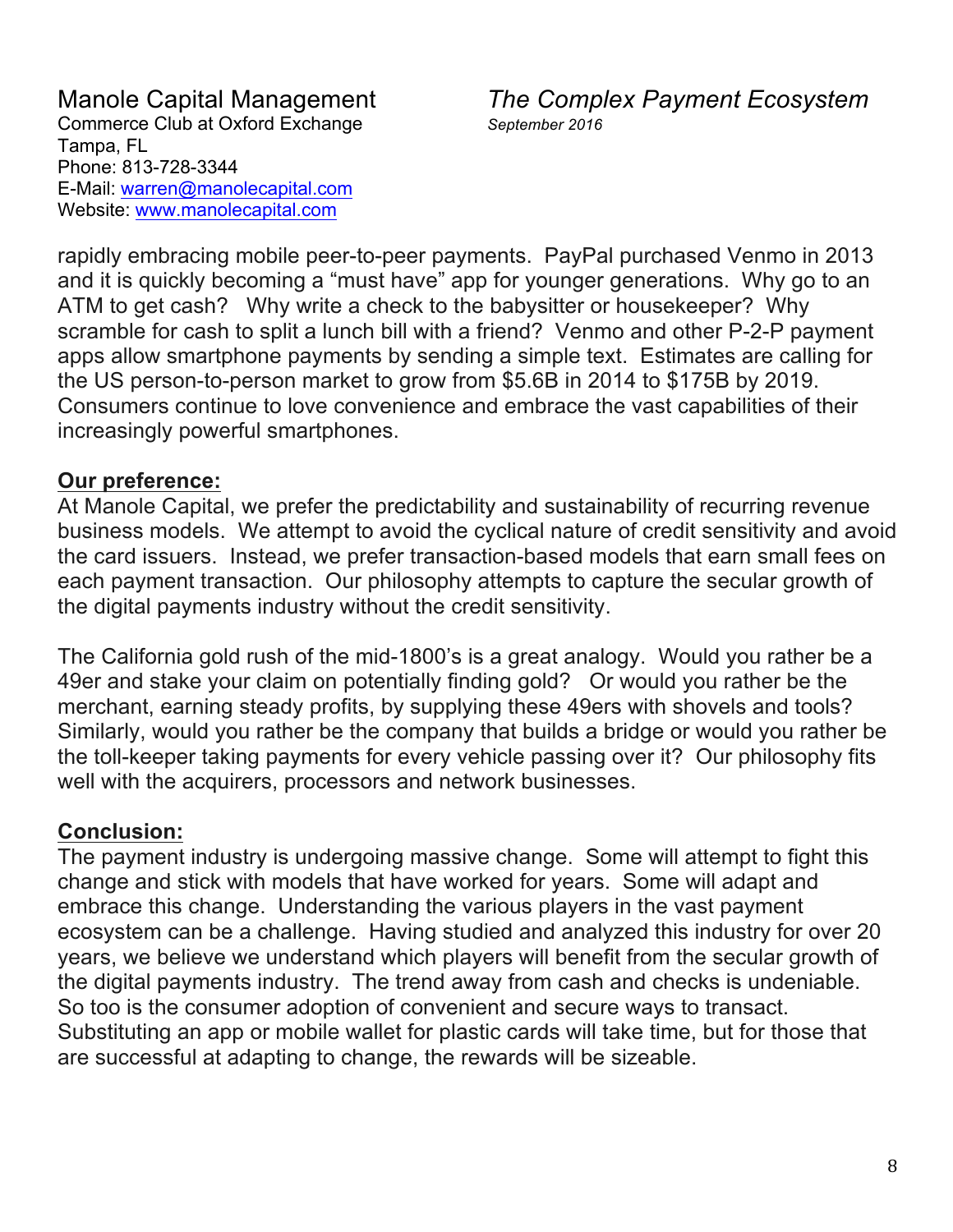rapidly embracing mobile peer-to-peer payments. PayPal purchased Venmo in 2013 and it is quickly becoming a "must have" app for younger generations. Why go to an ATM to get cash? Why write a check to the babysitter or housekeeper? Why scramble for cash to split a lunch bill with a friend? Venmo and other P-2-P payment apps allow smartphone payments by sending a simple text. Estimates are calling for the US person-to-person market to grow from $5.6B in 2014 to $175B by 2019. Consumers continue to love convenience and embrace the vast capabilities of their increasingly powerful smartphones.

**Our preference:**

At Manole Capital, we prefer the predictability and sustainability of recurring revenue business models. We attempt to avoid the cyclical nature of credit sensitivity and avoid the card issuers. Instead, we prefer transaction-based models that earn small fees on each payment transaction. Our philosophy attempts to capture the secular growth of the digital payments industry without the credit sensitivity.

The California gold rush of the mid-1800's is a great analogy. Would you rather be a 49er and stake your claim on potentially finding gold? Or would you rather be the merchant, earning steady profits, by supplying these 49ers with shovels and tools? Similarly, would you rather be the company that builds a bridge or would you rather be the toll-keeper taking payments for every vehicle passing over it? Our philosophy fits well with the acquirers, processors and network businesses.

**Conclusion:**

The payment industry is undergoing massive change. Some will attempt to fight this change and stick with models that have worked for years. Some will adapt and embrace this change. Understanding the various players in the vast payment ecosystem can be a challenge. Having studied and analyzed this industry for over 20 years, we believe we understand which players will benefit from the secular growth of the digital payments industry. The trend away from cash and checks is undeniable. So too is the consumer adoption of convenient and secure ways to transact. Substituting an app or mobile wallet for plastic cards will take time, but for those that are successful at adapting to change, the rewards will be sizeable.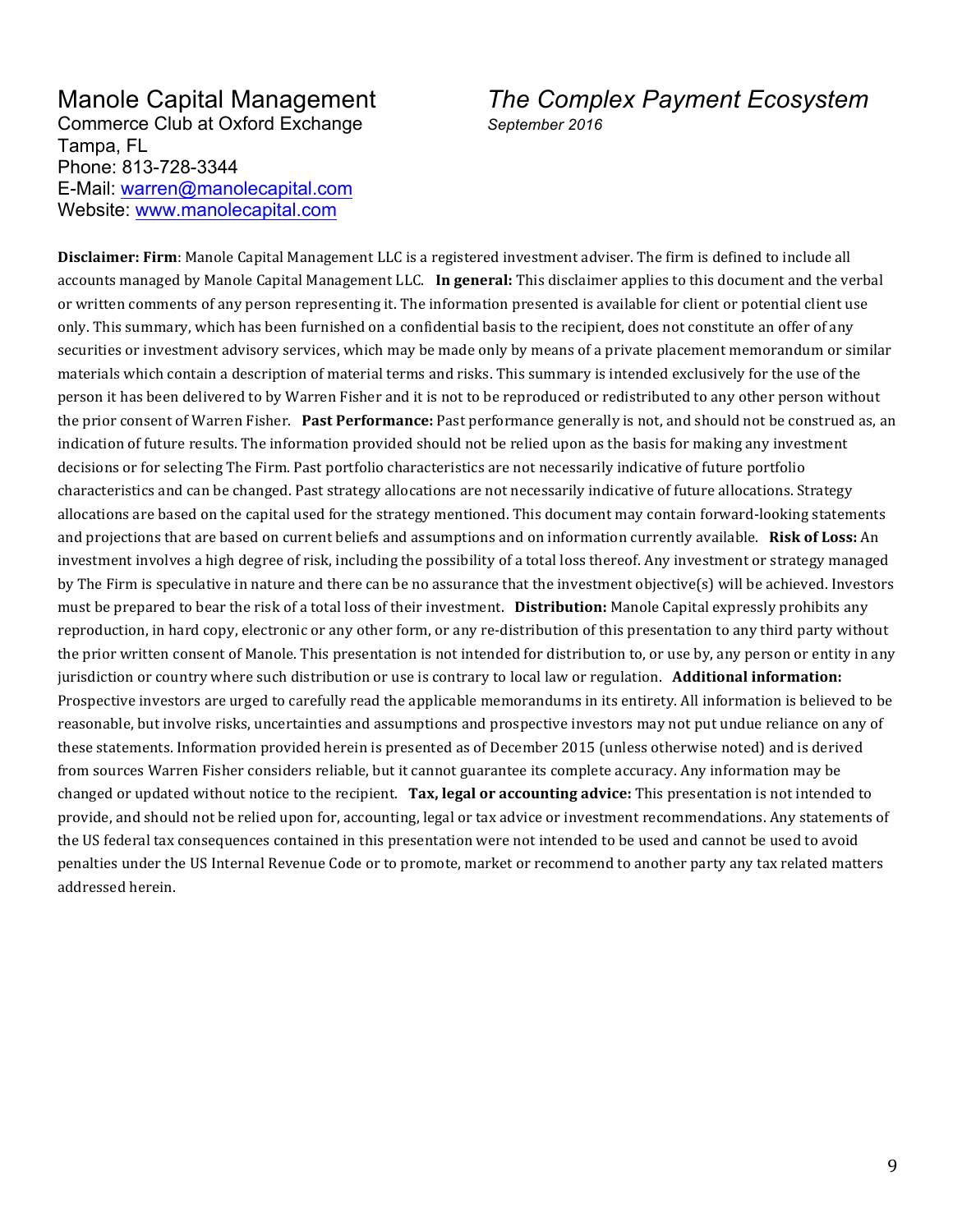Manole Capital Management
Commerce Club at Oxford Exchange
Tampa, FL
Phone: 813-728-3344
E-Mail: warren@manolecapital.com
Website: www.manolecapital.com

*The Complex Payment Ecosystem*
*September 2016*

**Disclaimer: Firm**: Manole Capital Management LLC is a registered investment adviser. The firm is defined to include all accounts managed by Manole Capital Management LLC. **In general:** This disclaimer applies to this document and the verbal or written comments of any person representing it. The information presented is available for client or potential client use only. This summary, which has been furnished on a confidential basis to the recipient, does not constitute an offer of any securities or investment advisory services, which may be made only by means of a private placement memorandum or similar materials which contain a description of material terms and risks. This summary is intended exclusively for the use of the person it has been delivered to by Warren Fisher and it is not to be reproduced or redistributed to any other person without the prior consent of Warren Fisher. **Past Performance:** Past performance generally is not, and should not be construed as, an indication of future results. The information provided should not be relied upon as the basis for making any investment decisions or for selecting The Firm. Past portfolio characteristics are not necessarily indicative of future portfolio characteristics and can be changed. Past strategy allocations are not necessarily indicative of future allocations. Strategy allocations are based on the capital used for the strategy mentioned. This document may contain forward-looking statements and projections that are based on current beliefs and assumptions and on information currently available. **Risk of Loss:** An investment involves a high degree of risk, including the possibility of a total loss thereof. Any investment or strategy managed by The Firm is speculative in nature and there can be no assurance that the investment objective(s) will be achieved. Investors must be prepared to bear the risk of a total loss of their investment. **Distribution:** Manole Capital expressly prohibits any reproduction, in hard copy, electronic or any other form, or any re-distribution of this presentation to any third party without the prior written consent of Manole. This presentation is not intended for distribution to, or use by, any person or entity in any jurisdiction or country where such distribution or use is contrary to local law or regulation. **Additional information:** Prospective investors are urged to carefully read the applicable memorandums in its entirety. All information is believed to be reasonable, but involve risks, uncertainties and assumptions and prospective investors may not put undue reliance on any of these statements. Information provided herein is presented as of December 2015 (unless otherwise noted) and is derived from sources Warren Fisher considers reliable, but it cannot guarantee its complete accuracy. Any information may be changed or updated without notice to the recipient. **Tax, legal or accounting advice:** This presentation is not intended to provide, and should not be relied upon for, accounting, legal or tax advice or investment recommendations. Any statements of the US federal tax consequences contained in this presentation were not intended to be used and cannot be used to avoid penalties under the US Internal Revenue Code or to promote, market or recommend to another party any tax related matters addressed herein.